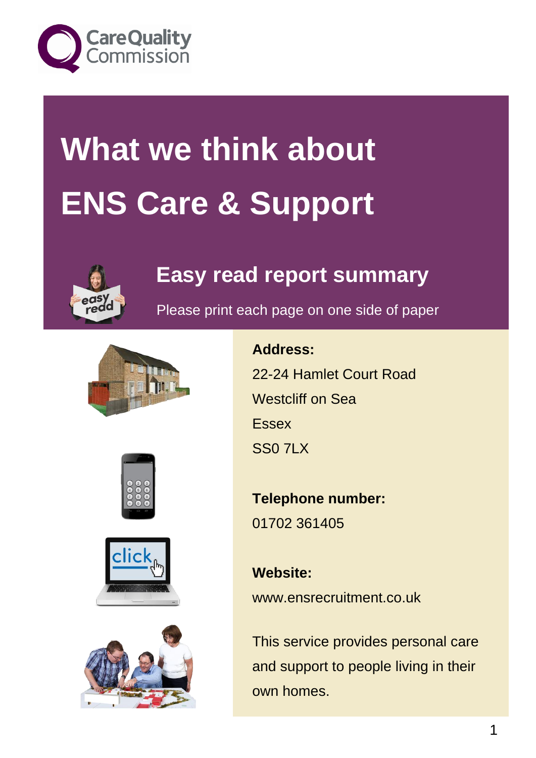# What we think about ENS Care & Support

## Easy read report summary

Please print each page on one side of paper

**Address:**

22-24 Hamlet Court Road

Westcliff on Sea

Essex

SS0 7LX

**Telephone number:**

01702 361405

**Website:**

www.ensrecruitment.co.uk

This service provides personal care and support to people living in their own homes.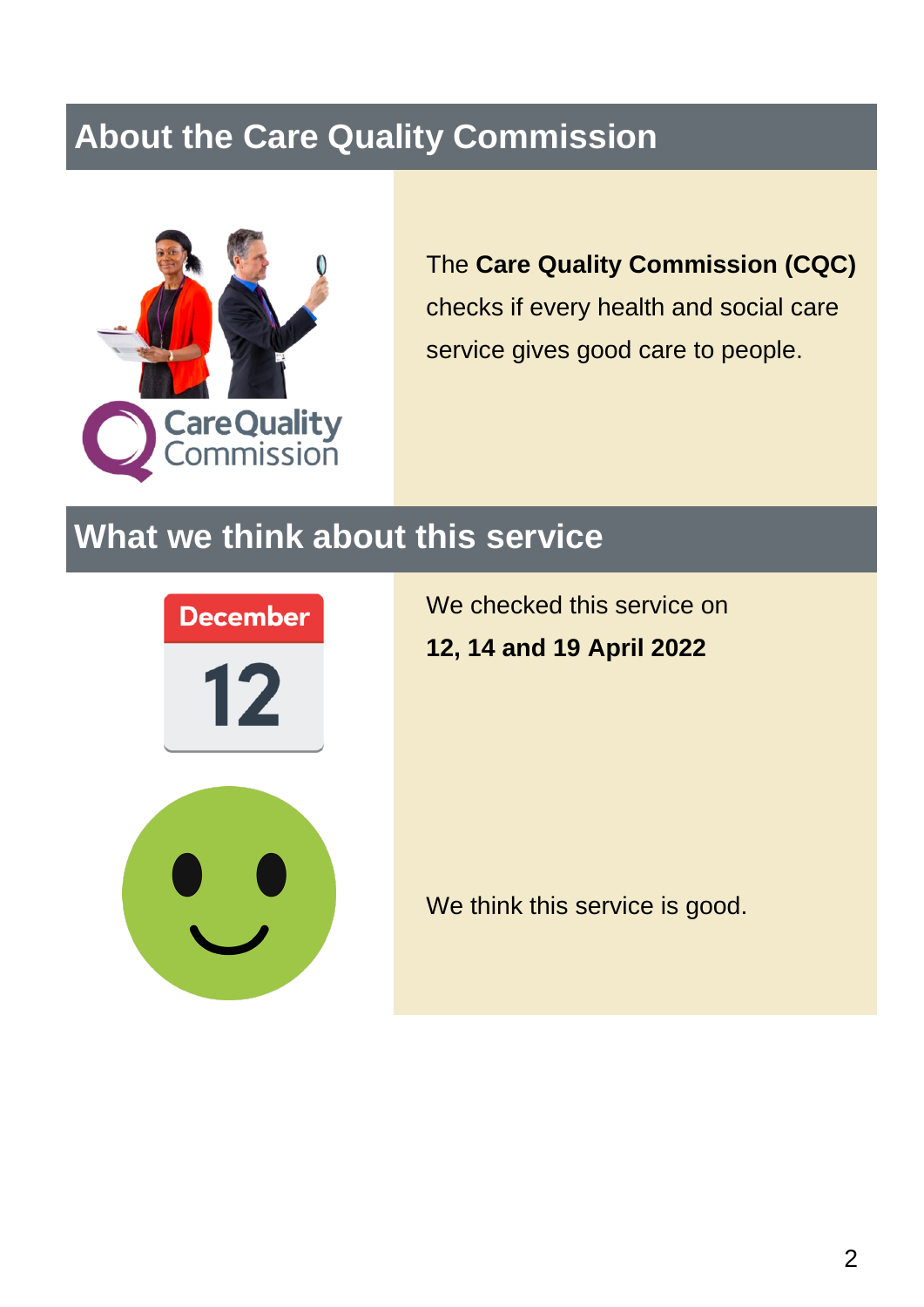## About the Care Quality Commission

The **Care Quality Commission (CQC)** checks if every health and social care service gives good care to people.

## What we think about this service

We checked this service on

**12, 14 and 19 April 2022**

We think this service is good.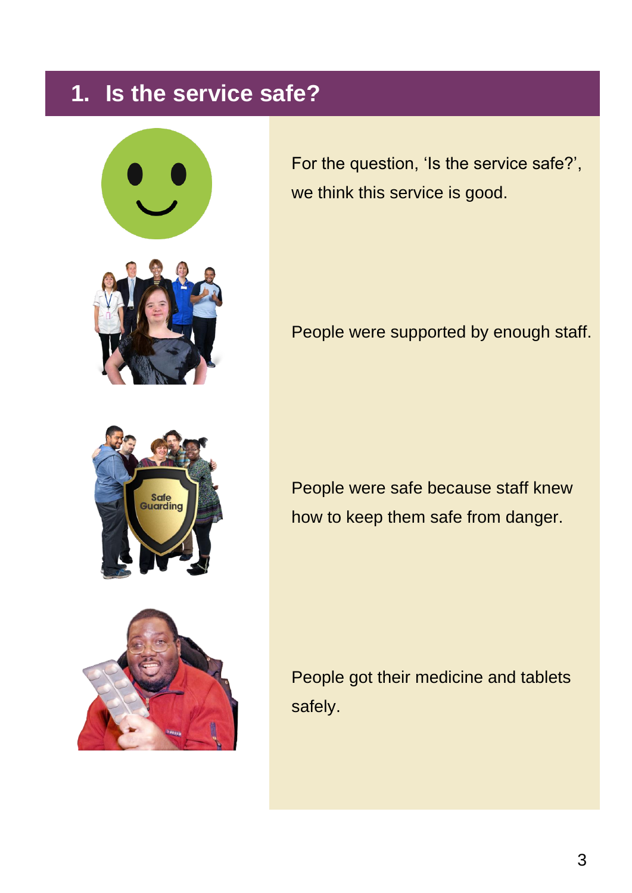## 1. Is the service safe?

For the question, 'Is the service safe?', we think this service is good.

People were supported by enough staff.

People were safe because staff knew how to keep them safe from danger.

People got their medicine and tablets safely.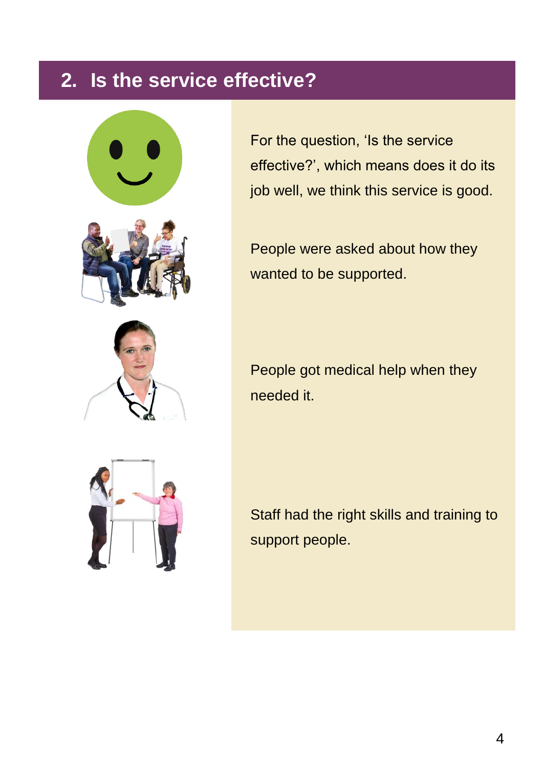## 2. Is the service effective?

For the question, 'Is the service effective?', which means does it do its job well, we think this service is good.

People were asked about how they wanted to be supported.

People got medical help when they needed it.

Staff had the right skills and training to support people.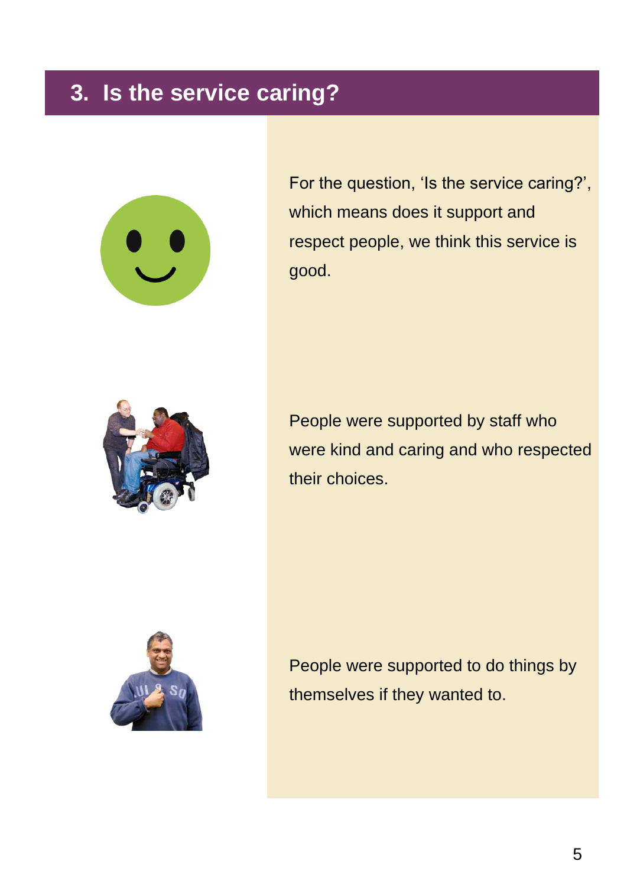## 3. Is the service caring?

For the question, ‘Is the service caring?’, which means does it support and respect people, we think this service is good.

People were supported by staff who were kind and caring and who respected their choices.

People were supported to do things by themselves if they wanted to.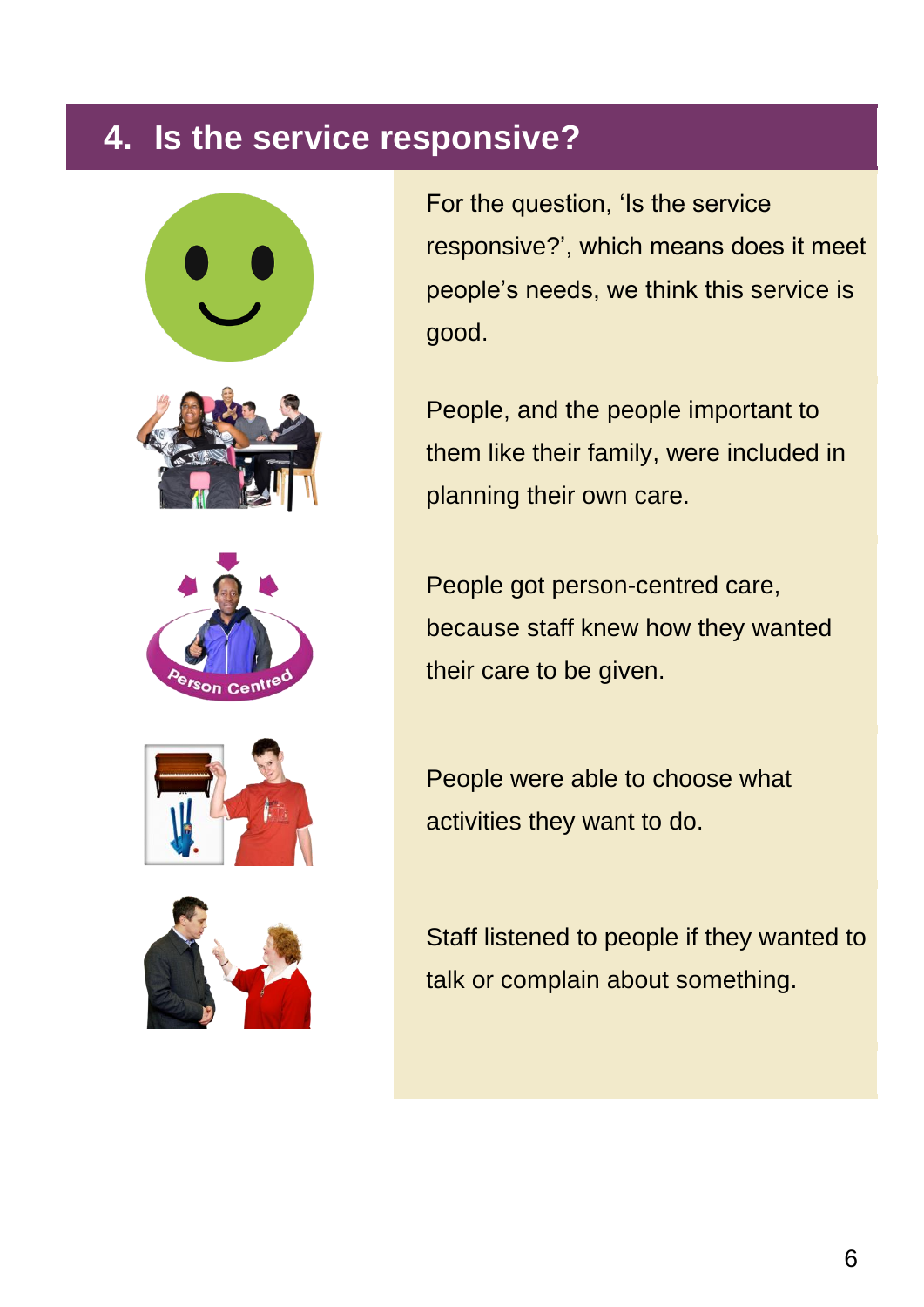## 4. Is the service responsive?

For the question, 'Is the service responsive?', which means does it meet people's needs, we think this service is good.

People, and the people important to them like their family, were included in planning their own care.

People got person-centred care, because staff knew how they wanted their care to be given.

People were able to choose what activities they want to do.

Staff listened to people if they wanted to talk or complain about something.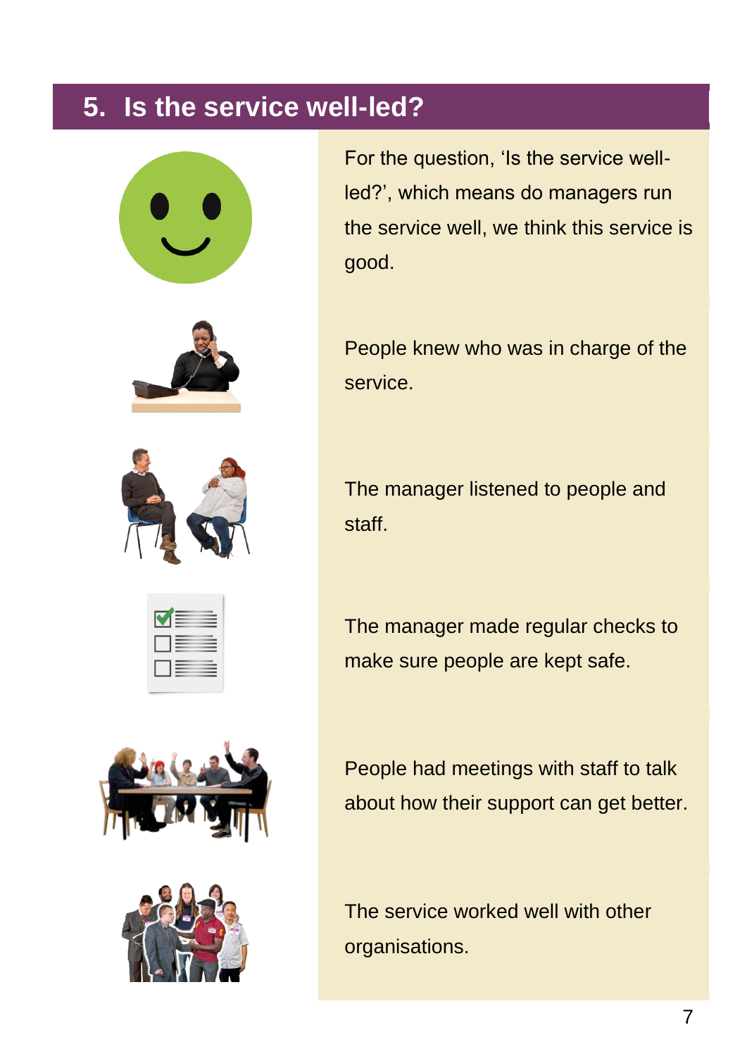## 5. Is the service well-led?

For the question, 'Is the service well-led?', which means do managers run the service well, we think this service is good.

People knew who was in charge of the service.

The manager listened to people and staff.

The manager made regular checks to make sure people are kept safe.

People had meetings with staff to talk about how their support can get better.

The service worked well with other organisations.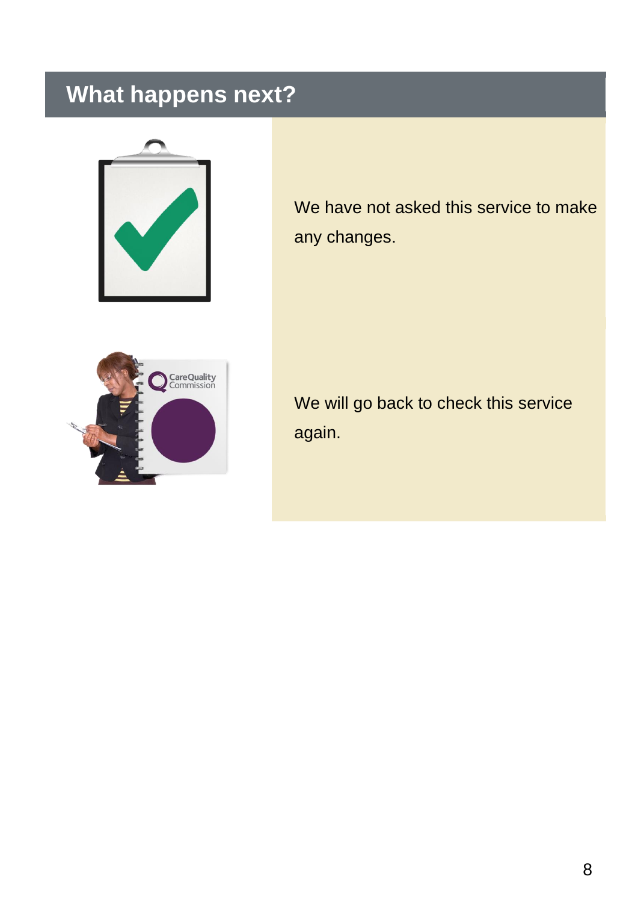## What happens next?

We have not asked this service to make any changes.

We will go back to check this service again.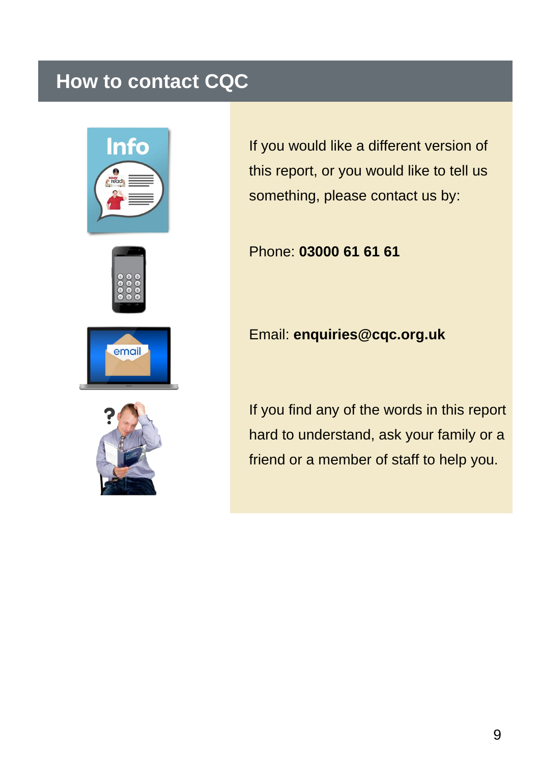## How to contact CQC

If you would like a different version of this report, or you would like to tell us something, please contact us by:

Phone: **03000 61 61 61**

Email: **enquiries@cqc.org.uk**

If you find any of the words in this report hard to understand, ask your family or a friend or a member of staff to help you.